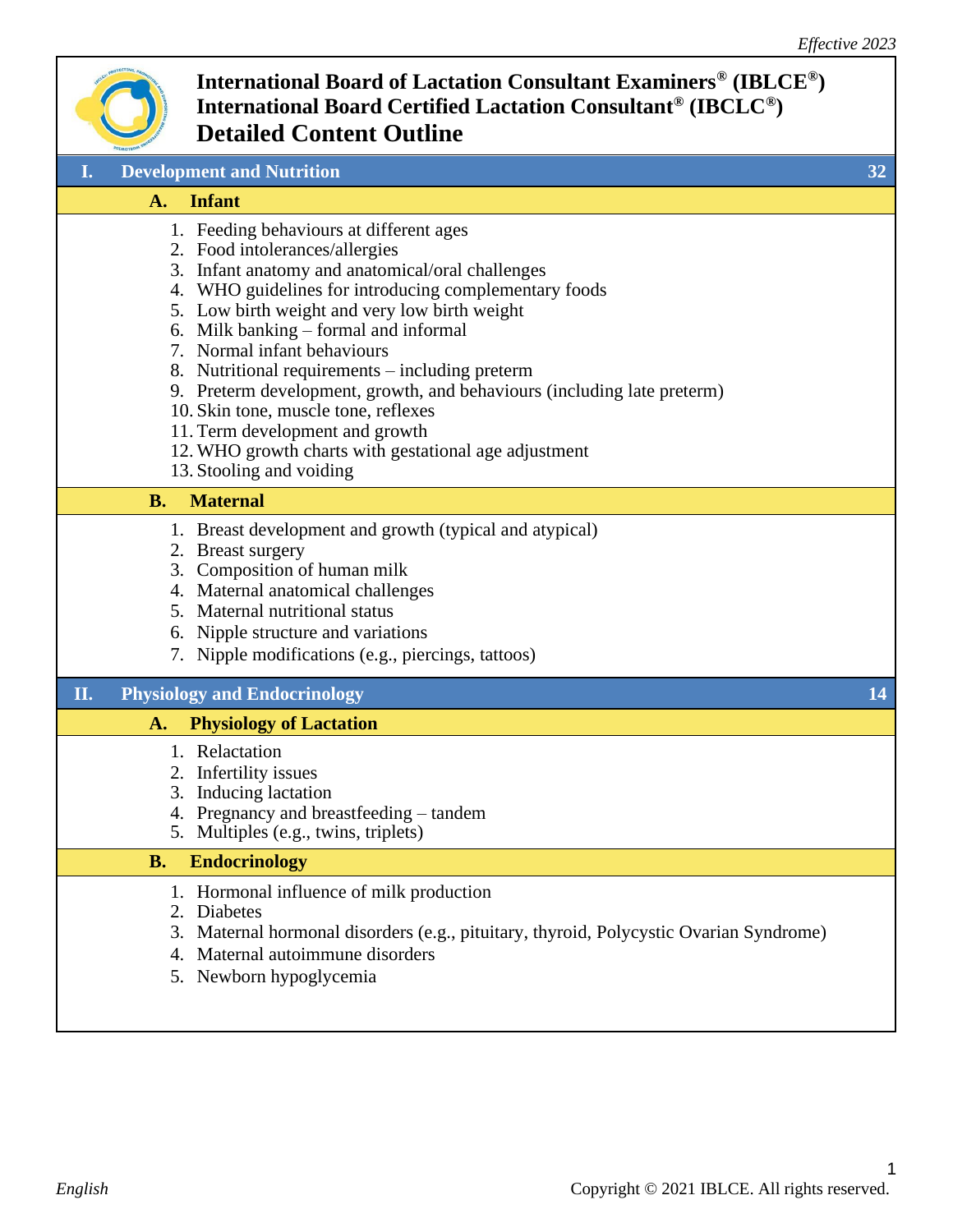*Effective 2023*

# International Board of Lactation Consultant Examiners® (IBLCE®)
# International Board Certified Lactation Consultant® (IBCLC®)
# Detailed Content Outline

## I. Development and Nutrition — 32

### A. Infant

1. Feeding behaviours at different ages
2. Food intolerances/allergies
3. Infant anatomy and anatomical/oral challenges
4. WHO guidelines for introducing complementary foods
5. Low birth weight and very low birth weight
6. Milk banking – formal and informal
7. Normal infant behaviours
8. Nutritional requirements – including preterm
9. Preterm development, growth, and behaviours (including late preterm)
10. Skin tone, muscle tone, reflexes
11. Term development and growth
12. WHO growth charts with gestational age adjustment
13. Stooling and voiding

### B. Maternal

1. Breast development and growth (typical and atypical)
2. Breast surgery
3. Composition of human milk
4. Maternal anatomical challenges
5. Maternal nutritional status
6. Nipple structure and variations
7. Nipple modifications (e.g., piercings, tattoos)

## II. Physiology and Endocrinology — 14

### A. Physiology of Lactation

1. Relactation
2. Infertility issues
3. Inducing lactation
4. Pregnancy and breastfeeding – tandem
5. Multiples (e.g., twins, triplets)

### B. Endocrinology

1. Hormonal influence of milk production
2. Diabetes
3. Maternal hormonal disorders (e.g., pituitary, thyroid, Polycystic Ovarian Syndrome)
4. Maternal autoimmune disorders
5. Newborn hypoglycemia

*English*

Copyright © 2021 IBLCE. All rights reserved.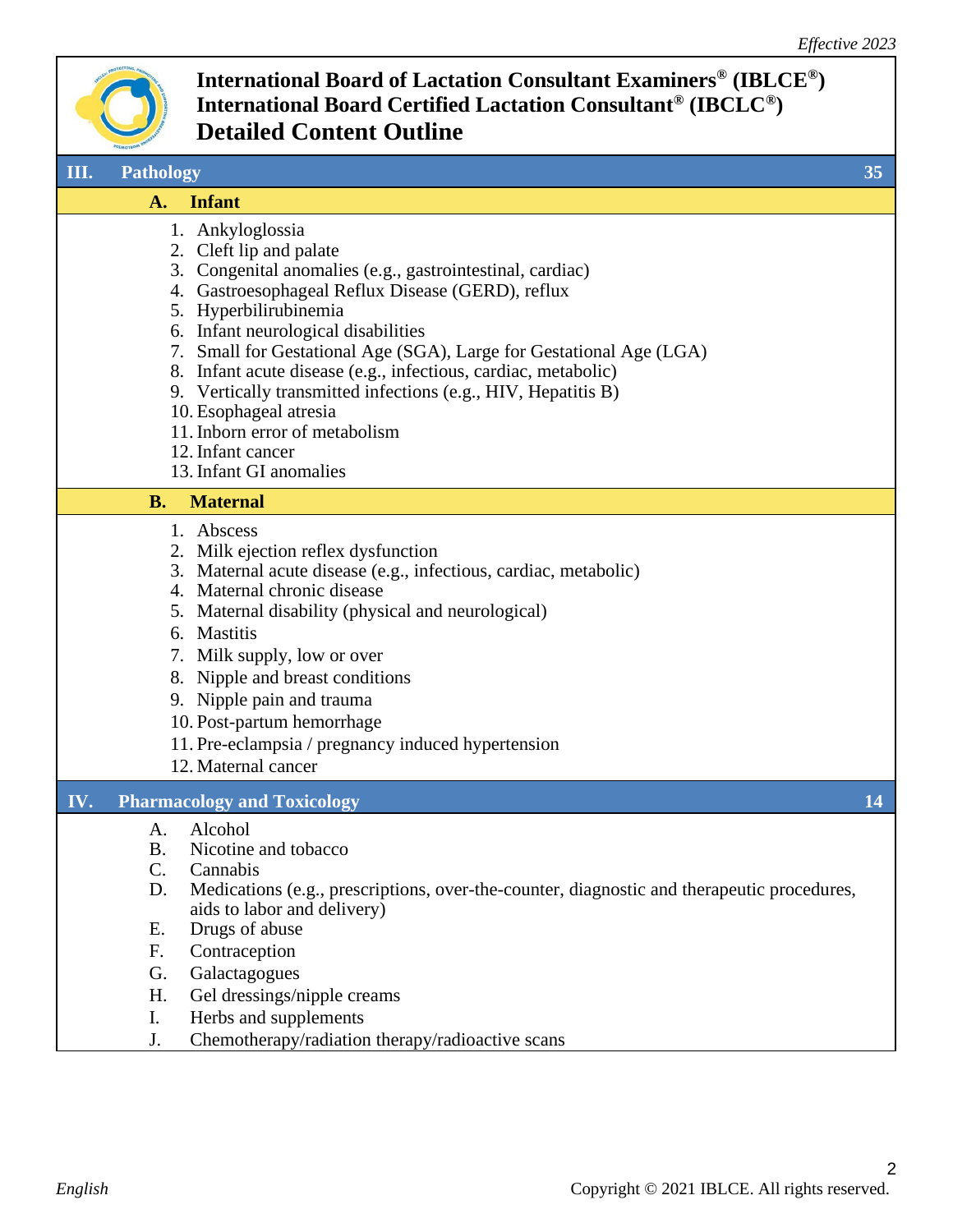# International Board of Lactation Consultant Examiners® (IBLCE®)
# International Board Certified Lactation Consultant® (IBCLC®)
# Detailed Content Outline

## III. Pathology — 35

### A. Infant

1. Ankyloglossia
2. Cleft lip and palate
3. Congenital anomalies (e.g., gastrointestinal, cardiac)
4. Gastroesophageal Reflux Disease (GERD), reflux
5. Hyperbilirubinemia
6. Infant neurological disabilities
7. Small for Gestational Age (SGA), Large for Gestational Age (LGA)
8. Infant acute disease (e.g., infectious, cardiac, metabolic)
9. Vertically transmitted infections (e.g., HIV, Hepatitis B)
10. Esophageal atresia
11. Inborn error of metabolism
12. Infant cancer
13. Infant GI anomalies

### B. Maternal

1. Abscess
2. Milk ejection reflex dysfunction
3. Maternal acute disease (e.g., infectious, cardiac, metabolic)
4. Maternal chronic disease
5. Maternal disability (physical and neurological)
6. Mastitis
7. Milk supply, low or over
8. Nipple and breast conditions
9. Nipple pain and trauma
10. Post-partum hemorrhage
11. Pre-eclampsia / pregnancy induced hypertension
12. Maternal cancer

## IV. Pharmacology and Toxicology — 14

A. Alcohol
B. Nicotine and tobacco
C. Cannabis
D. Medications (e.g., prescriptions, over-the-counter, diagnostic and therapeutic procedures, aids to labor and delivery)
E. Drugs of abuse
F. Contraception
G. Galactagogues
H. Gel dressings/nipple creams
I. Herbs and supplements
J. Chemotherapy/radiation therapy/radioactive scans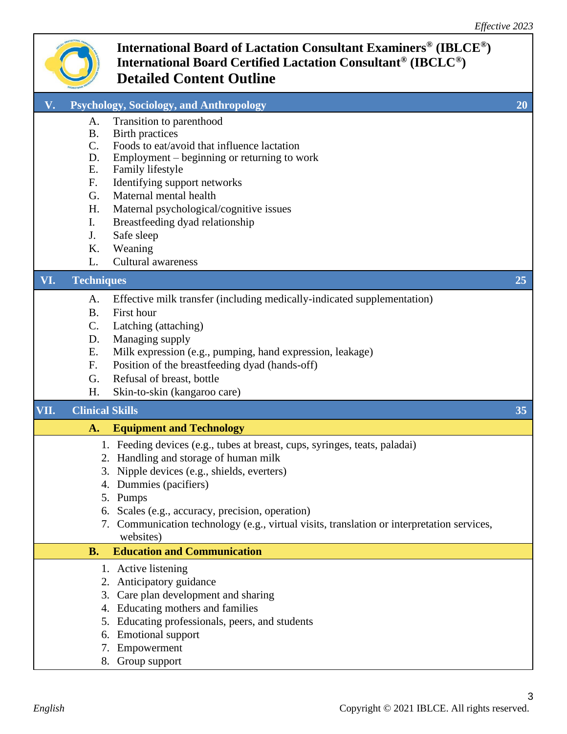# International Board of Lactation Consultant Examiners® (IBLCE®)
# International Board Certified Lactation Consultant® (IBCLC®)
## Detailed Content Outline

*Effective 2023*

| | | |
|---|---|---|
| **V.** | **Psychology, Sociology, and Anthropology** | **20** |

A. Transition to parenthood
B. Birth practices
C. Foods to eat/avoid that influence lactation
D. Employment – beginning or returning to work
E. Family lifestyle
F. Identifying support networks
G. Maternal mental health
H. Maternal psychological/cognitive issues
I. Breastfeeding dyad relationship
J. Safe sleep
K. Weaning
L. Cultural awareness

| | | |
|---|---|---|
| **VI.** | **Techniques** | **25** |

A. Effective milk transfer (including medically-indicated supplementation)
B. First hour
C. Latching (attaching)
D. Managing supply
E. Milk expression (e.g., pumping, hand expression, leakage)
F. Position of the breastfeeding dyad (hands-off)
G. Refusal of breast, bottle
H. Skin-to-skin (kangaroo care)

| | | |
|---|---|---|
| **VII.** | **Clinical Skills** | **35** |

**A. Equipment and Technology**

1. Feeding devices (e.g., tubes at breast, cups, syringes, teats, paladai)
2. Handling and storage of human milk
3. Nipple devices (e.g., shields, everters)
4. Dummies (pacifiers)
5. Pumps
6. Scales (e.g., accuracy, precision, operation)
7. Communication technology (e.g., virtual visits, translation or interpretation services, websites)

**B. Education and Communication**

1. Active listening
2. Anticipatory guidance
3. Care plan development and sharing
4. Educating mothers and families
5. Educating professionals, peers, and students
6. Emotional support
7. Empowerment
8. Group support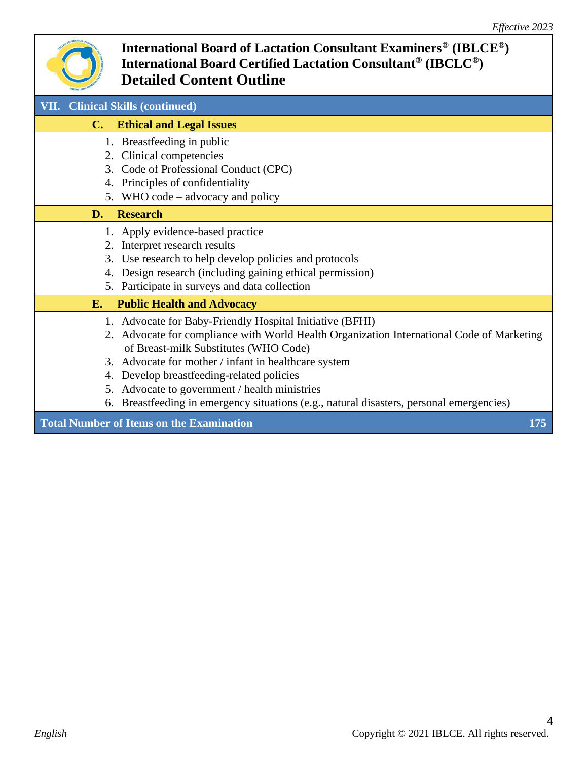# International Board of Lactation Consultant Examiners® (IBLCE®)
# International Board Certified Lactation Consultant® (IBCLC®)
# Detailed Content Outline

## VII. Clinical Skills (continued)

### C. Ethical and Legal Issues

1. Breastfeeding in public
2. Clinical competencies
3. Code of Professional Conduct (CPC)
4. Principles of confidentiality
5. WHO code – advocacy and policy

### D. Research

1. Apply evidence-based practice
2. Interpret research results
3. Use research to help develop policies and protocols
4. Design research (including gaining ethical permission)
5. Participate in surveys and data collection

### E. Public Health and Advocacy

1. Advocate for Baby-Friendly Hospital Initiative (BFHI)
2. Advocate for compliance with World Health Organization International Code of Marketing of Breast-milk Substitutes (WHO Code)
3. Advocate for mother / infant in healthcare system
4. Develop breastfeeding-related policies
5. Advocate to government / health ministries
6. Breastfeeding in emergency situations (e.g., natural disasters, personal emergencies)

**Total Number of Items on the Examination: 175**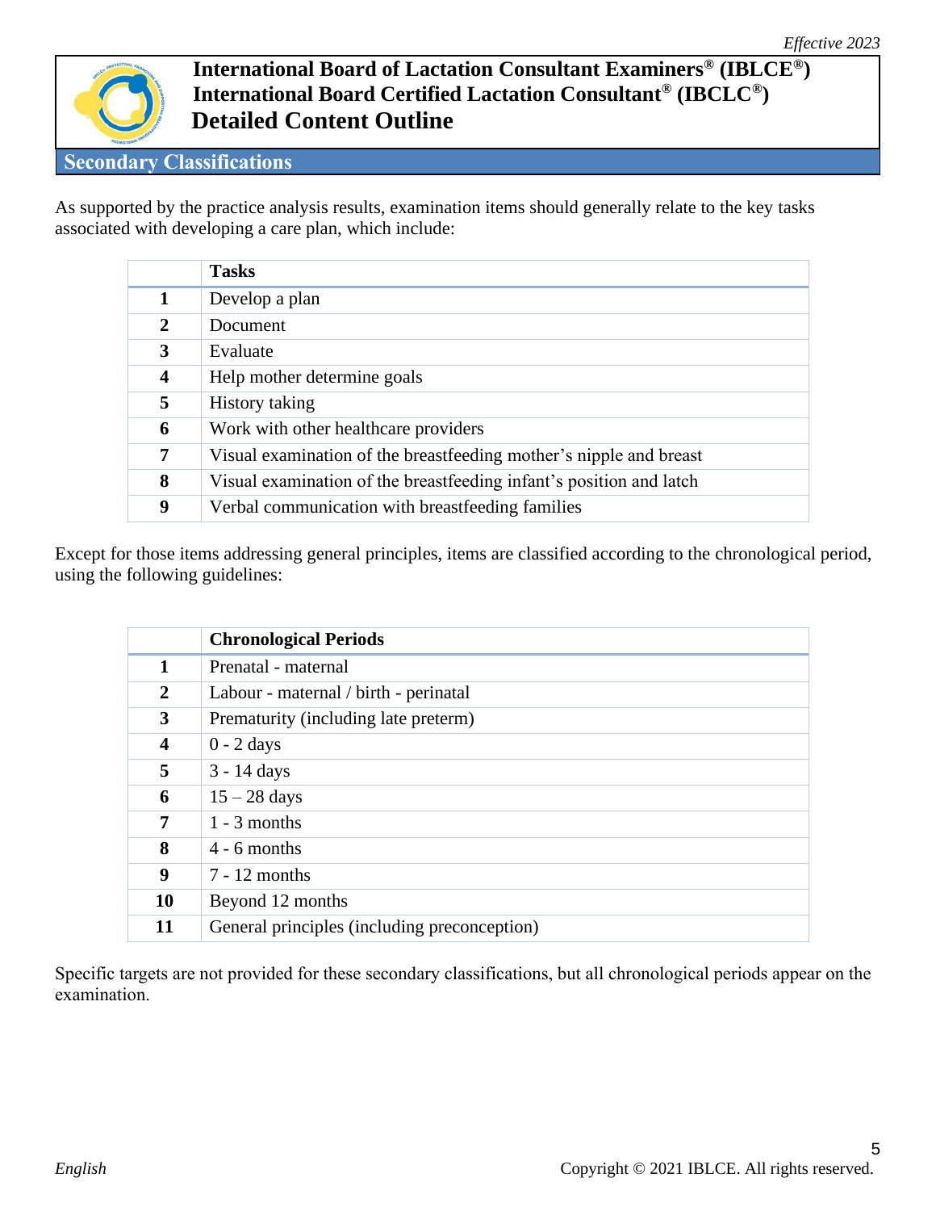# International Board of Lactation Consultant Examiners® (IBLCE®)
# International Board Certified Lactation Consultant® (IBCLC®)
# Detailed Content Outline

## Secondary Classifications

As supported by the practice analysis results, examination items should generally relate to the key tasks associated with developing a care plan, which include:

| | Tasks |
|---|---|
| **1** | Develop a plan |
| **2** | Document |
| **3** | Evaluate |
| **4** | Help mother determine goals |
| **5** | History taking |
| **6** | Work with other healthcare providers |
| **7** | Visual examination of the breastfeeding mother's nipple and breast |
| **8** | Visual examination of the breastfeeding infant's position and latch |
| **9** | Verbal communication with breastfeeding families |

Except for those items addressing general principles, items are classified according to the chronological period, using the following guidelines:

| | Chronological Periods |
|---|---|
| **1** | Prenatal - maternal |
| **2** | Labour - maternal / birth - perinatal |
| **3** | Prematurity (including late preterm) |
| **4** | 0 - 2 days |
| **5** | 3 - 14 days |
| **6** | 15 – 28 days |
| **7** | 1 - 3 months |
| **8** | 4 - 6 months |
| **9** | 7 - 12 months |
| **10** | Beyond 12 months |
| **11** | General principles (including preconception) |

Specific targets are not provided for these secondary classifications, but all chronological periods appear on the examination.